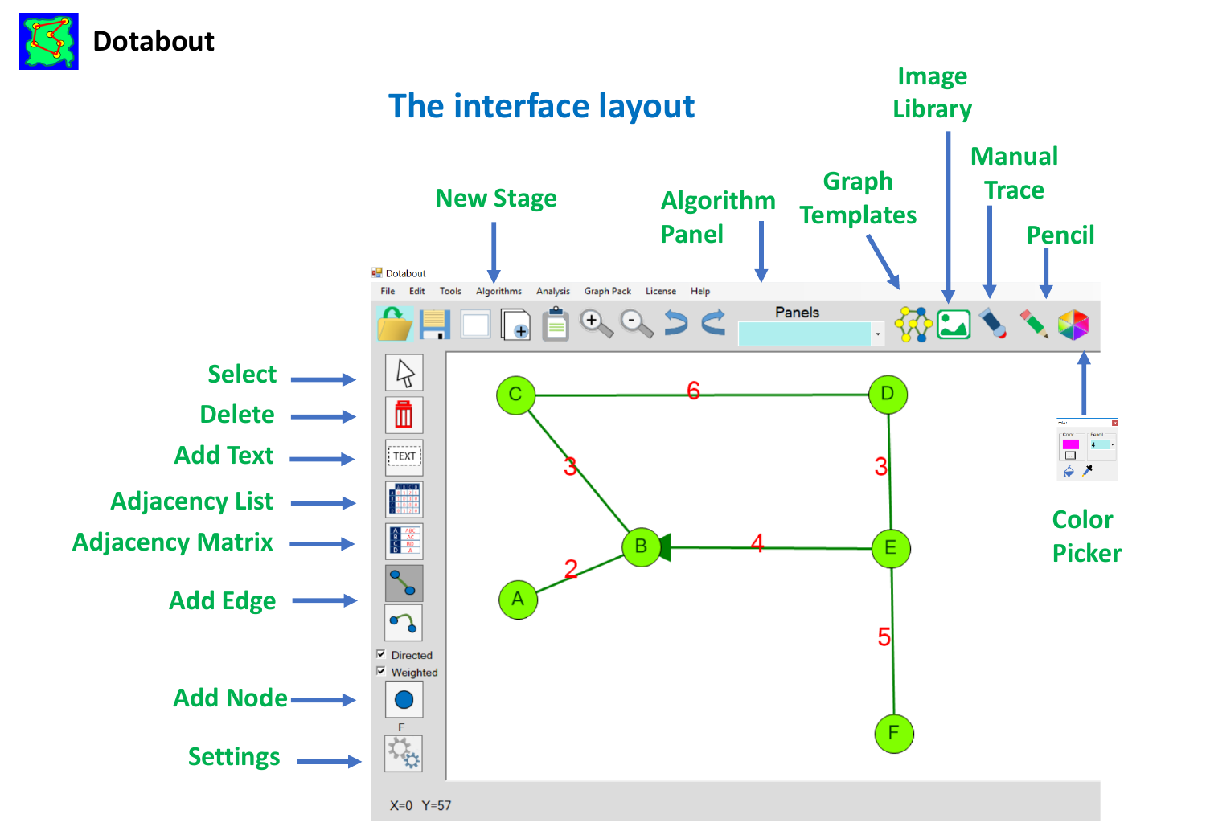# Dotabout

## The interface layout

- New Stage
- Algorithm Panel
- Graph Templates
- Image Library
- Manual Trace
- Pencil
- Color Picker
- Select
- Delete
- Add Text
- Adjacency List
- Adjacency Matrix
- Add Edge
- Add Node
- Settings

File Edit Tools Algorithms Analysis Graph Pack License Help

Panels

Directed

Weighted

X=0 Y=57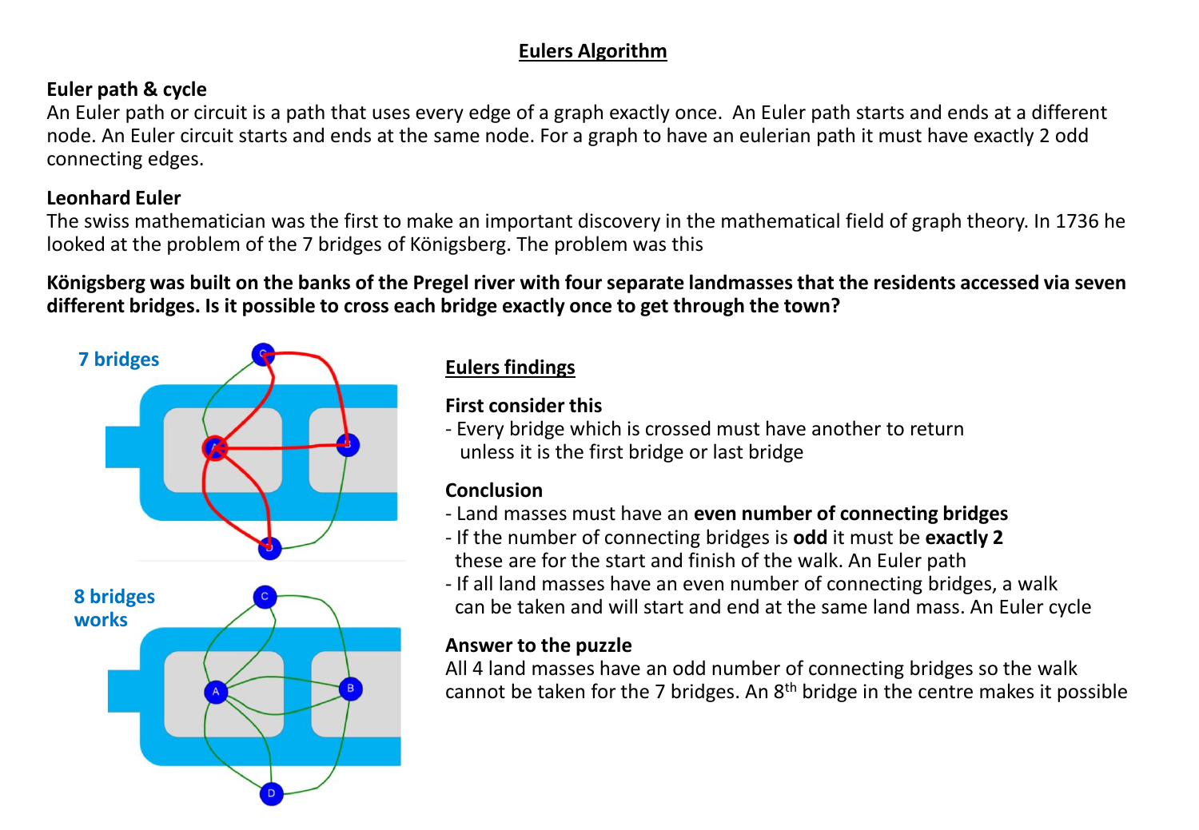# Eulers Algorithm

**Euler path & cycle**

An Euler path or circuit is a path that uses every edge of a graph exactly once. An Euler path starts and ends at a different node. An Euler circuit starts and ends at the same node. For a graph to have an eulerian path it must have exactly 2 odd connecting edges.

**Leonhard Euler**

The swiss mathematician was the first to make an important discovery in the mathematical field of graph theory. In 1736 he looked at the problem of the 7 bridges of Königsberg. The problem was this

**Königsberg was built on the banks of the Pregel river with four separate landmasses that the residents accessed via seven different bridges. Is it possible to cross each bridge exactly once to get through the town?**

**7 bridges**

**8 bridges works**

## Eulers findings

**First consider this**

- Every bridge which is crossed must have another to return unless it is the first bridge or last bridge

**Conclusion**

- Land masses must have an **even number of connecting bridges**
- If the number of connecting bridges is **odd** it must be **exactly 2** these are for the start and finish of the walk. An Euler path
- If all land masses have an even number of connecting bridges, a walk can be taken and will start and end at the same land mass. An Euler cycle

**Answer to the puzzle**

All 4 land masses have an odd number of connecting bridges so the walk cannot be taken for the 7 bridges. An $8^{th}$ bridge in the centre makes it possible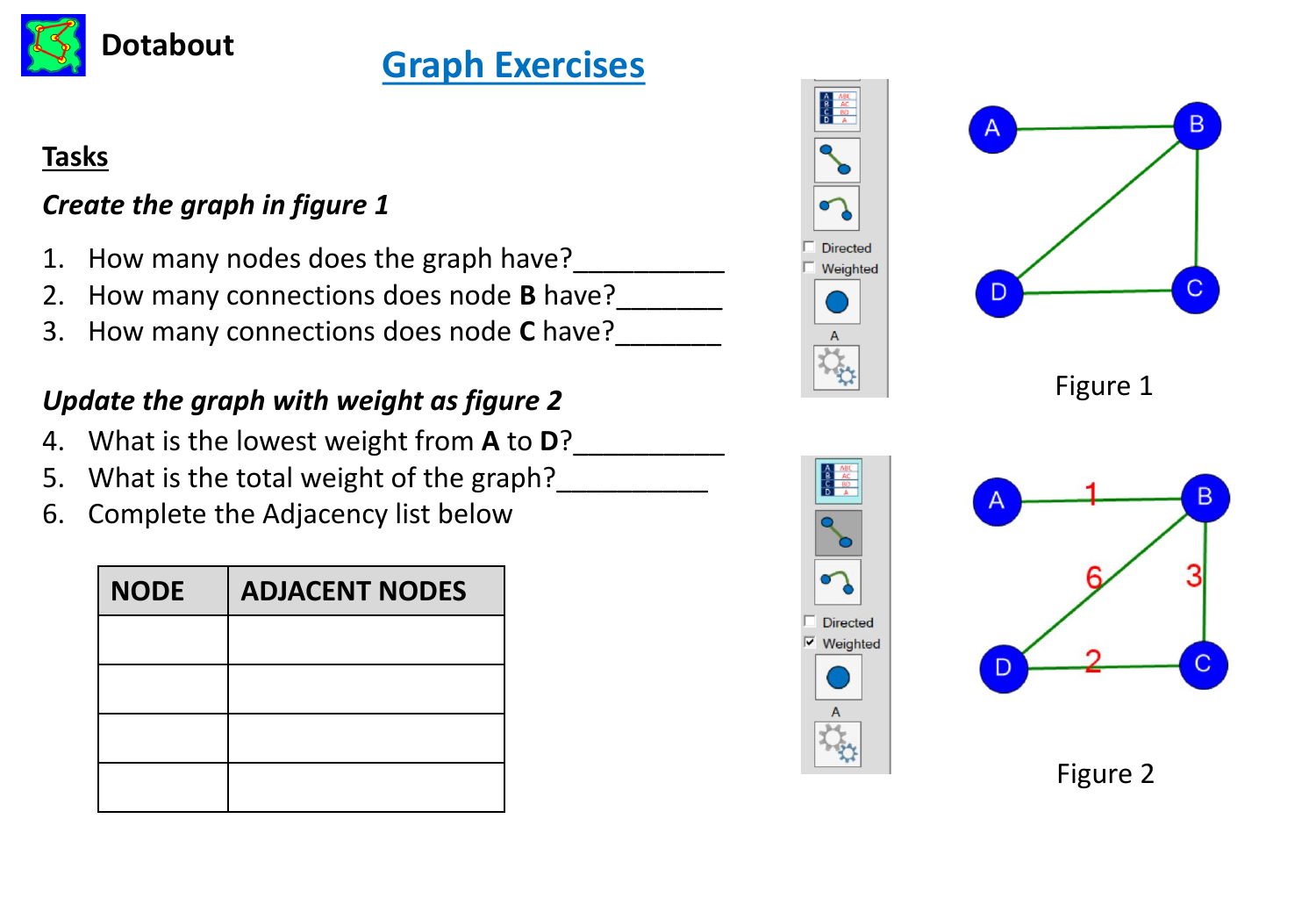**Dotabout**

# Graph Exercises

## Tasks

***Create the graph in figure 1***

1. How many nodes does the graph have?__________
2. How many connections does node **B** have?_______
3. How many connections does node **C** have?_______

***Update the graph with weight as figure 2***

4. What is the lowest weight from **A** to **D**?__________
5. What is the total weight of the graph?__________
6. Complete the Adjacency list below

| NODE | ADJACENT NODES |
|---|---|
| | |
| | |
| | |
| | |

Figure 1

Figure 2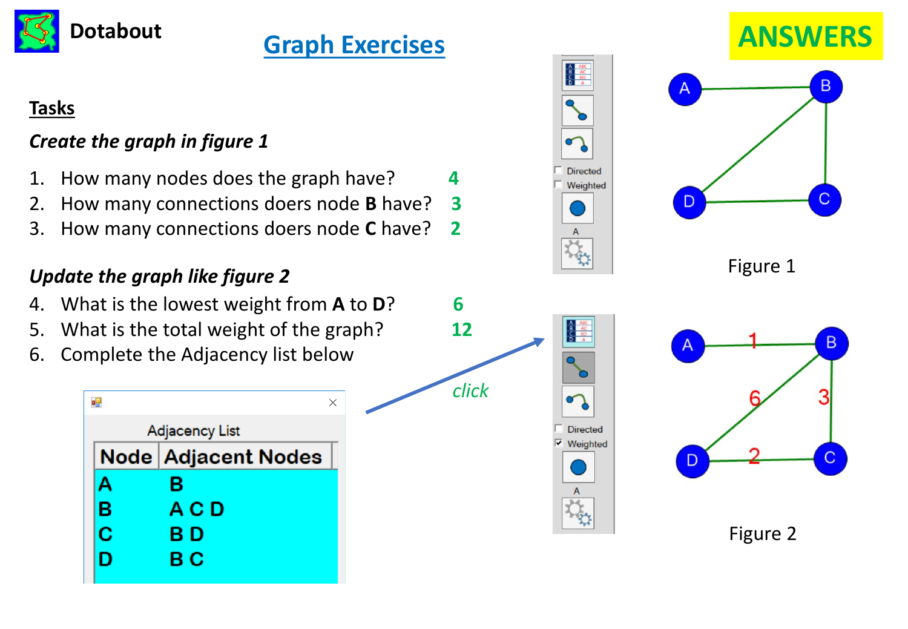Dotabout

# Graph Exercises

**ANSWERS**

## Tasks

***Create the graph in figure 1***

1. How many nodes does the graph have? 4
2. How many connections doers node **B** have? 3
3. How many connections doers node **C** have? 2

***Update the graph like figure 2***

4. What is the lowest weight from **A** to **D**? 6
5. What is the total weight of the graph? 12
6. Complete the Adjacency list below

Adjacency List

| Node | Adjacent Nodes |
| --- | --- |
| A | B |
| B | A C D |
| C | B D |
| D | B C |

click

Directed

Weighted

A

Figure 1

Directed

Weighted

A

Figure 2